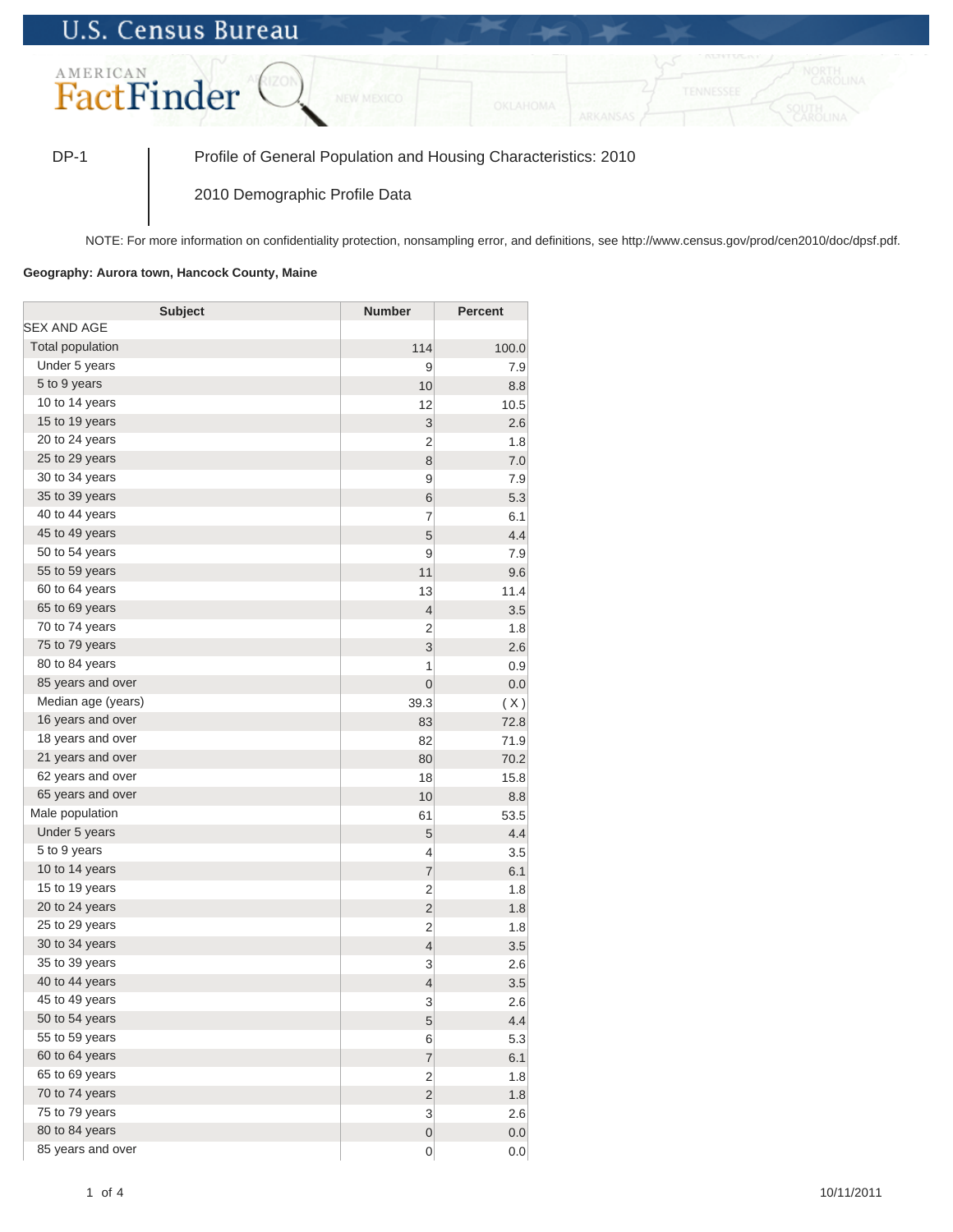U.S. Census Bureau

AMERICAN FactFinder

DP-1 | Profile of General Population and Housing Characteristics: 2010

2010 Demographic Profile Data

NOTE: For more information on confidentiality protection, nonsampling error, and definitions, see http://www.census.gov/prod/cen2010/doc/dpsf.pdf.

**Geography: Aurora town, Hancock County, Maine**

| Subject | Number | Percent |
|---|---|---|
| SEX AND AGE | | |
| Total population | 114 | 100.0 |
| Under 5 years | 9 | 7.9 |
| 5 to 9 years | 10 | 8.8 |
| 10 to 14 years | 12 | 10.5 |
| 15 to 19 years | 3 | 2.6 |
| 20 to 24 years | 2 | 1.8 |
| 25 to 29 years | 8 | 7.0 |
| 30 to 34 years | 9 | 7.9 |
| 35 to 39 years | 6 | 5.3 |
| 40 to 44 years | 7 | 6.1 |
| 45 to 49 years | 5 | 4.4 |
| 50 to 54 years | 9 | 7.9 |
| 55 to 59 years | 11 | 9.6 |
| 60 to 64 years | 13 | 11.4 |
| 65 to 69 years | 4 | 3.5 |
| 70 to 74 years | 2 | 1.8 |
| 75 to 79 years | 3 | 2.6 |
| 80 to 84 years | 1 | 0.9 |
| 85 years and over | 0 | 0.0 |
| Median age (years) | 39.3 | ( X ) |
| 16 years and over | 83 | 72.8 |
| 18 years and over | 82 | 71.9 |
| 21 years and over | 80 | 70.2 |
| 62 years and over | 18 | 15.8 |
| 65 years and over | 10 | 8.8 |
| Male population | 61 | 53.5 |
| Under 5 years | 5 | 4.4 |
| 5 to 9 years | 4 | 3.5 |
| 10 to 14 years | 7 | 6.1 |
| 15 to 19 years | 2 | 1.8 |
| 20 to 24 years | 2 | 1.8 |
| 25 to 29 years | 2 | 1.8 |
| 30 to 34 years | 4 | 3.5 |
| 35 to 39 years | 3 | 2.6 |
| 40 to 44 years | 4 | 3.5 |
| 45 to 49 years | 3 | 2.6 |
| 50 to 54 years | 5 | 4.4 |
| 55 to 59 years | 6 | 5.3 |
| 60 to 64 years | 7 | 6.1 |
| 65 to 69 years | 2 | 1.8 |
| 70 to 74 years | 2 | 1.8 |
| 75 to 79 years | 3 | 2.6 |
| 80 to 84 years | 0 | 0.0 |
| 85 years and over | 0 | 0.0 |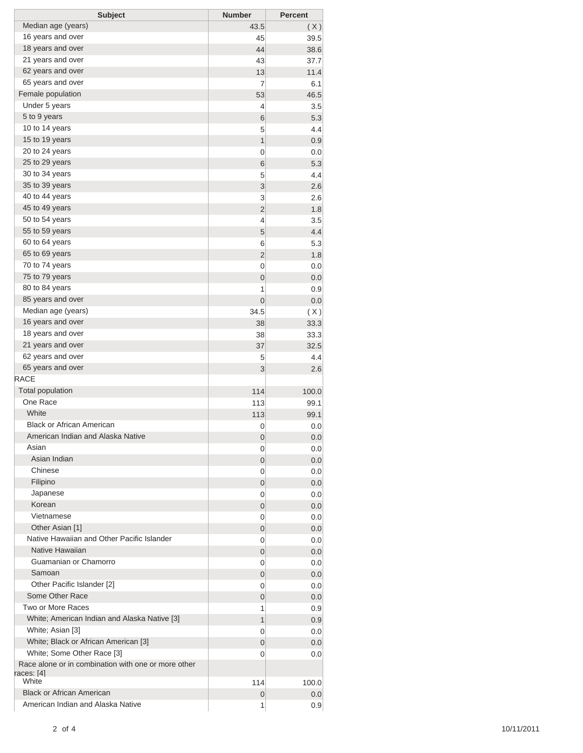| Subject | Number | Percent |
| --- | --- | --- |
| Median age (years) | 43.5 | ( X ) |
| 16 years and over | 45 | 39.5 |
| 18 years and over | 44 | 38.6 |
| 21 years and over | 43 | 37.7 |
| 62 years and over | 13 | 11.4 |
| 65 years and over | 7 | 6.1 |
| Female population | 53 | 46.5 |
| Under 5 years | 4 | 3.5 |
| 5 to 9 years | 6 | 5.3 |
| 10 to 14 years | 5 | 4.4 |
| 15 to 19 years | 1 | 0.9 |
| 20 to 24 years | 0 | 0.0 |
| 25 to 29 years | 6 | 5.3 |
| 30 to 34 years | 5 | 4.4 |
| 35 to 39 years | 3 | 2.6 |
| 40 to 44 years | 3 | 2.6 |
| 45 to 49 years | 2 | 1.8 |
| 50 to 54 years | 4 | 3.5 |
| 55 to 59 years | 5 | 4.4 |
| 60 to 64 years | 6 | 5.3 |
| 65 to 69 years | 2 | 1.8 |
| 70 to 74 years | 0 | 0.0 |
| 75 to 79 years | 0 | 0.0 |
| 80 to 84 years | 1 | 0.9 |
| 85 years and over | 0 | 0.0 |
| Median age (years) | 34.5 | ( X ) |
| 16 years and over | 38 | 33.3 |
| 18 years and over | 38 | 33.3 |
| 21 years and over | 37 | 32.5 |
| 62 years and over | 5 | 4.4 |
| 65 years and over | 3 | 2.6 |
| RACE | | |
| Total population | 114 | 100.0 |
| One Race | 113 | 99.1 |
| White | 113 | 99.1 |
| Black or African American | 0 | 0.0 |
| American Indian and Alaska Native | 0 | 0.0 |
| Asian | 0 | 0.0 |
| Asian Indian | 0 | 0.0 |
| Chinese | 0 | 0.0 |
| Filipino | 0 | 0.0 |
| Japanese | 0 | 0.0 |
| Korean | 0 | 0.0 |
| Vietnamese | 0 | 0.0 |
| Other Asian [1] | 0 | 0.0 |
| Native Hawaiian and Other Pacific Islander | 0 | 0.0 |
| Native Hawaiian | 0 | 0.0 |
| Guamanian or Chamorro | 0 | 0.0 |
| Samoan | 0 | 0.0 |
| Other Pacific Islander [2] | 0 | 0.0 |
| Some Other Race | 0 | 0.0 |
| Two or More Races | 1 | 0.9 |
| White; American Indian and Alaska Native [3] | 1 | 0.9 |
| White; Asian [3] | 0 | 0.0 |
| White; Black or African American [3] | 0 | 0.0 |
| White; Some Other Race [3] | 0 | 0.0 |
| Race alone or in combination with one or more other races: [4] | | |
| White | 114 | 100.0 |
| Black or African American | 0 | 0.0 |
| American Indian and Alaska Native | 1 | 0.9 |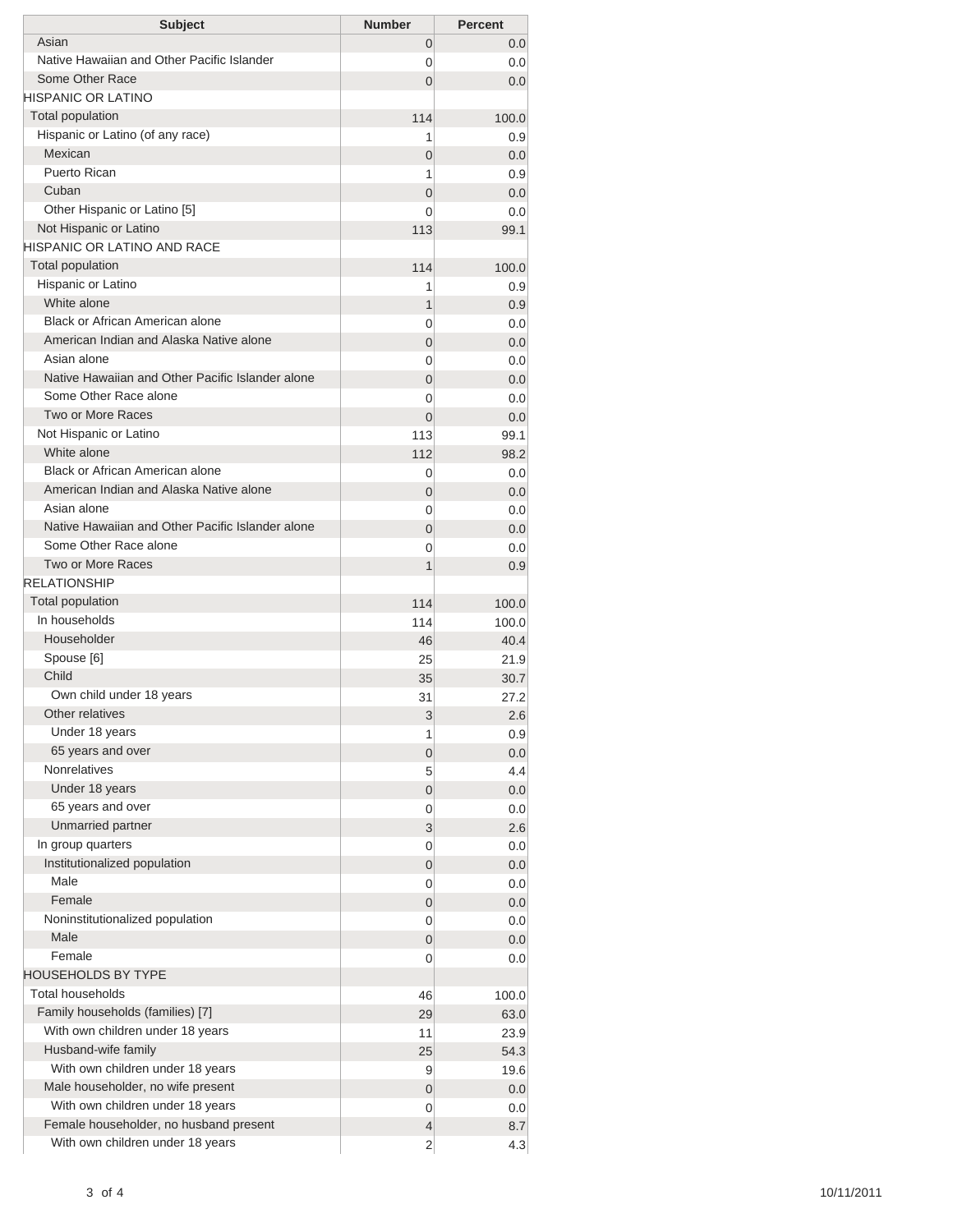| Subject | Number | Percent |
|---|---|---|
| Asian | 0 | 0.0 |
| Native Hawaiian and Other Pacific Islander | 0 | 0.0 |
| Some Other Race | 0 | 0.0 |
| HISPANIC OR LATINO | | |
| Total population | 114 | 100.0 |
| Hispanic or Latino (of any race) | 1 | 0.9 |
| Mexican | 0 | 0.0 |
| Puerto Rican | 1 | 0.9 |
| Cuban | 0 | 0.0 |
| Other Hispanic or Latino [5] | 0 | 0.0 |
| Not Hispanic or Latino | 113 | 99.1 |
| HISPANIC OR LATINO AND RACE | | |
| Total population | 114 | 100.0 |
| Hispanic or Latino | 1 | 0.9 |
| White alone | 1 | 0.9 |
| Black or African American alone | 0 | 0.0 |
| American Indian and Alaska Native alone | 0 | 0.0 |
| Asian alone | 0 | 0.0 |
| Native Hawaiian and Other Pacific Islander alone | 0 | 0.0 |
| Some Other Race alone | 0 | 0.0 |
| Two or More Races | 0 | 0.0 |
| Not Hispanic or Latino | 113 | 99.1 |
| White alone | 112 | 98.2 |
| Black or African American alone | 0 | 0.0 |
| American Indian and Alaska Native alone | 0 | 0.0 |
| Asian alone | 0 | 0.0 |
| Native Hawaiian and Other Pacific Islander alone | 0 | 0.0 |
| Some Other Race alone | 0 | 0.0 |
| Two or More Races | 1 | 0.9 |
| RELATIONSHIP | | |
| Total population | 114 | 100.0 |
| In households | 114 | 100.0 |
| Householder | 46 | 40.4 |
| Spouse [6] | 25 | 21.9 |
| Child | 35 | 30.7 |
| Own child under 18 years | 31 | 27.2 |
| Other relatives | 3 | 2.6 |
| Under 18 years | 1 | 0.9 |
| 65 years and over | 0 | 0.0 |
| Nonrelatives | 5 | 4.4 |
| Under 18 years | 0 | 0.0 |
| 65 years and over | 0 | 0.0 |
| Unmarried partner | 3 | 2.6 |
| In group quarters | 0 | 0.0 |
| Institutionalized population | 0 | 0.0 |
| Male | 0 | 0.0 |
| Female | 0 | 0.0 |
| Noninstitutionalized population | 0 | 0.0 |
| Male | 0 | 0.0 |
| Female | 0 | 0.0 |
| HOUSEHOLDS BY TYPE | | |
| Total households | 46 | 100.0 |
| Family households (families) [7] | 29 | 63.0 |
| With own children under 18 years | 11 | 23.9 |
| Husband-wife family | 25 | 54.3 |
| With own children under 18 years | 9 | 19.6 |
| Male householder, no wife present | 0 | 0.0 |
| With own children under 18 years | 0 | 0.0 |
| Female householder, no husband present | 4 | 8.7 |
| With own children under 18 years | 2 | 4.3 |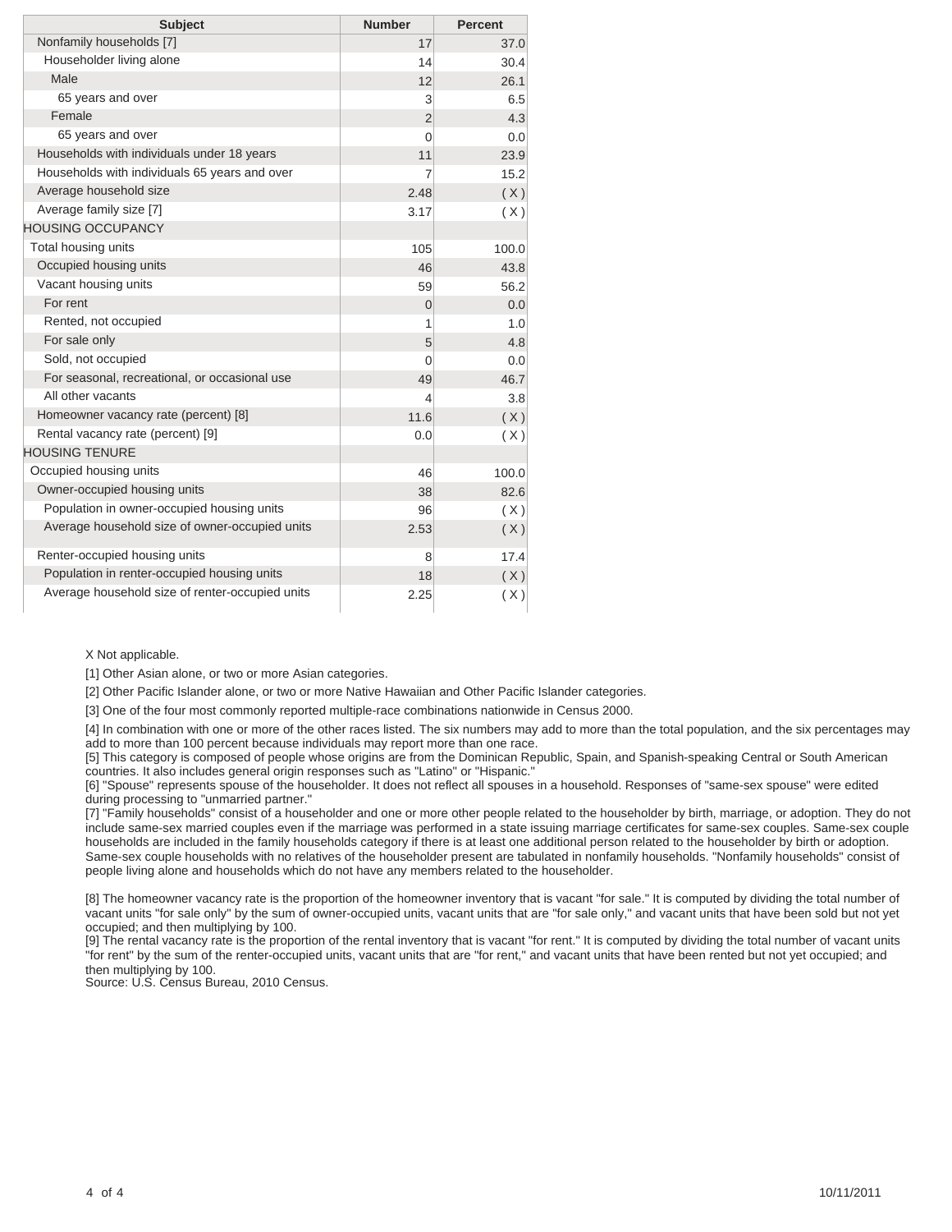| Subject | Number | Percent |
|---|---|---|
| Nonfamily households [7] | 17 | 37.0 |
| Householder living alone | 14 | 30.4 |
| Male | 12 | 26.1 |
| 65 years and over | 3 | 6.5 |
| Female | 2 | 4.3 |
| 65 years and over | 0 | 0.0 |
| Households with individuals under 18 years | 11 | 23.9 |
| Households with individuals 65 years and over | 7 | 15.2 |
| Average household size | 2.48 | ( X ) |
| Average family size [7] | 3.17 | ( X ) |
| HOUSING OCCUPANCY | | |
| Total housing units | 105 | 100.0 |
| Occupied housing units | 46 | 43.8 |
| Vacant housing units | 59 | 56.2 |
| For rent | 0 | 0.0 |
| Rented, not occupied | 1 | 1.0 |
| For sale only | 5 | 4.8 |
| Sold, not occupied | 0 | 0.0 |
| For seasonal, recreational, or occasional use | 49 | 46.7 |
| All other vacants | 4 | 3.8 |
| Homeowner vacancy rate (percent) [8] | 11.6 | ( X ) |
| Rental vacancy rate (percent) [9] | 0.0 | ( X ) |
| HOUSING TENURE | | |
| Occupied housing units | 46 | 100.0 |
| Owner-occupied housing units | 38 | 82.6 |
| Population in owner-occupied housing units | 96 | ( X ) |
| Average household size of owner-occupied units | 2.53 | ( X ) |
| Renter-occupied housing units | 8 | 17.4 |
| Population in renter-occupied housing units | 18 | ( X ) |
| Average household size of renter-occupied units | 2.25 | ( X ) |

X Not applicable.

[1] Other Asian alone, or two or more Asian categories.

[2] Other Pacific Islander alone, or two or more Native Hawaiian and Other Pacific Islander categories.

[3] One of the four most commonly reported multiple-race combinations nationwide in Census 2000.

[4] In combination with one or more of the other races listed. The six numbers may add to more than the total population, and the six percentages may add to more than 100 percent because individuals may report more than one race.

[5] This category is composed of people whose origins are from the Dominican Republic, Spain, and Spanish-speaking Central or South American countries. It also includes general origin responses such as "Latino" or "Hispanic."

[6] "Spouse" represents spouse of the householder. It does not reflect all spouses in a household. Responses of "same-sex spouse" were edited during processing to "unmarried partner."

[7] "Family households" consist of a householder and one or more other people related to the householder by birth, marriage, or adoption. They do not include same-sex married couples even if the marriage was performed in a state issuing marriage certificates for same-sex couples. Same-sex couple households are included in the family households category if there is at least one additional person related to the householder by birth or adoption. Same-sex couple households with no relatives of the householder present are tabulated in nonfamily households. "Nonfamily households" consist of people living alone and households which do not have any members related to the householder.

[8] The homeowner vacancy rate is the proportion of the homeowner inventory that is vacant "for sale." It is computed by dividing the total number of vacant units "for sale only" by the sum of owner-occupied units, vacant units that are "for sale only," and vacant units that have been sold but not yet occupied; and then multiplying by 100.

[9] The rental vacancy rate is the proportion of the rental inventory that is vacant "for rent." It is computed by dividing the total number of vacant units "for rent" by the sum of the renter-occupied units, vacant units that are "for rent," and vacant units that have been rented but not yet occupied; and then multiplying by 100.

Source: U.S. Census Bureau, 2010 Census.